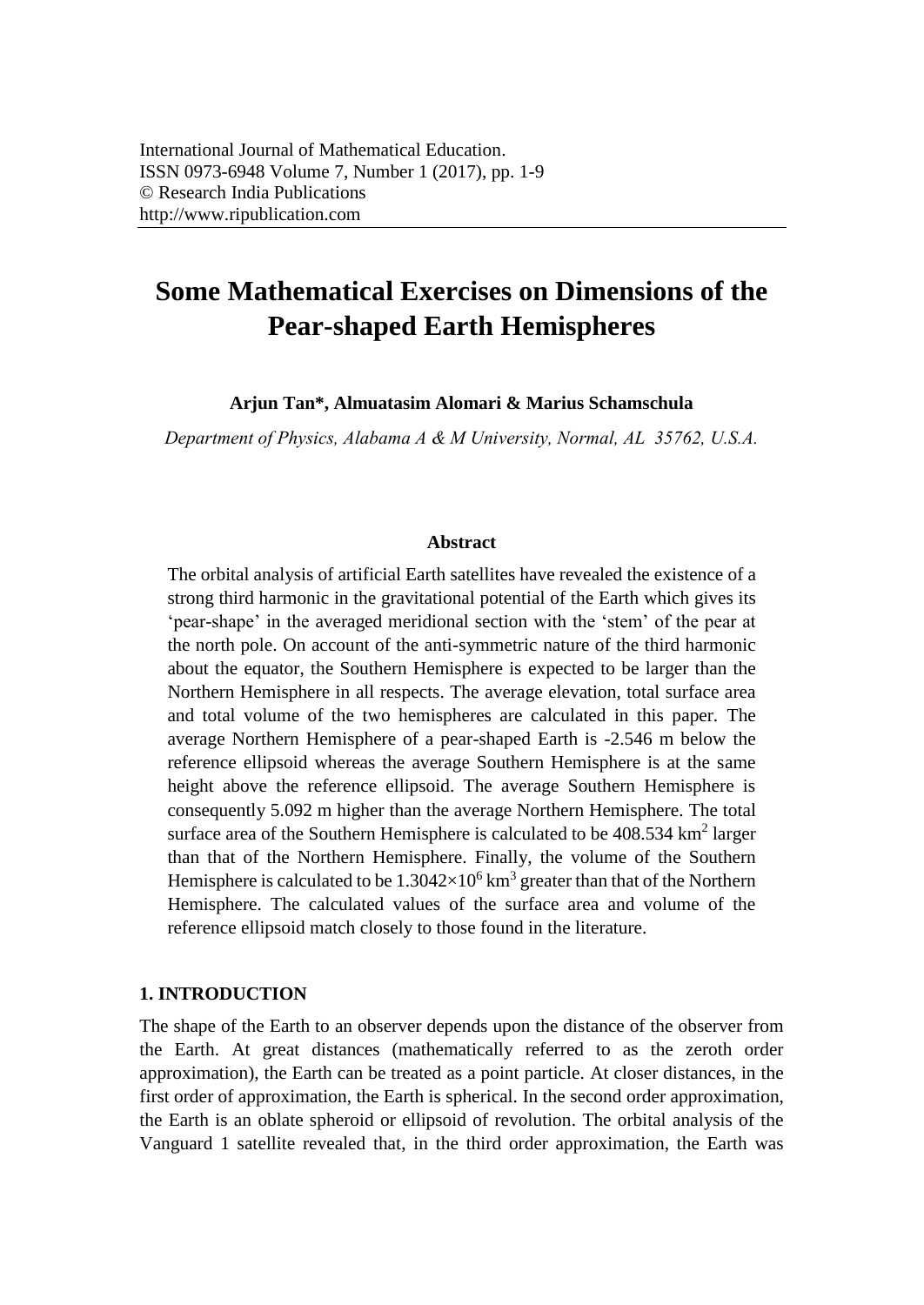International Journal of Mathematical Education.
ISSN 0973-6948 Volume 7, Number 1 (2017), pp. 1-9
© Research India Publications
http://www.ripublication.com

# Some Mathematical Exercises on Dimensions of the Pear-shaped Earth Hemispheres

**Arjun Tan*, Almuatasim Alomari & Marius Schamschula**

*Department of Physics, Alabama A & M University, Normal, AL 35762, U.S.A.*

### Abstract

The orbital analysis of artificial Earth satellites have revealed the existence of a strong third harmonic in the gravitational potential of the Earth which gives its 'pear-shape' in the averaged meridional section with the 'stem' of the pear at the north pole. On account of the anti-symmetric nature of the third harmonic about the equator, the Southern Hemisphere is expected to be larger than the Northern Hemisphere in all respects. The average elevation, total surface area and total volume of the two hemispheres are calculated in this paper. The average Northern Hemisphere of a pear-shaped Earth is -2.546 m below the reference ellipsoid whereas the average Southern Hemisphere is at the same height above the reference ellipsoid. The average Southern Hemisphere is consequently 5.092 m higher than the average Northern Hemisphere. The total surface area of the Southern Hemisphere is calculated to be 408.534 km$^2$ larger than that of the Northern Hemisphere. Finally, the volume of the Southern Hemisphere is calculated to be $1.3042\times10^6$ km$^3$ greater than that of the Northern Hemisphere. The calculated values of the surface area and volume of the reference ellipsoid match closely to those found in the literature.

## 1. INTRODUCTION

The shape of the Earth to an observer depends upon the distance of the observer from the Earth. At great distances (mathematically referred to as the zeroth order approximation), the Earth can be treated as a point particle. At closer distances, in the first order of approximation, the Earth is spherical. In the second order approximation, the Earth is an oblate spheroid or ellipsoid of revolution. The orbital analysis of the Vanguard 1 satellite revealed that, in the third order approximation, the Earth was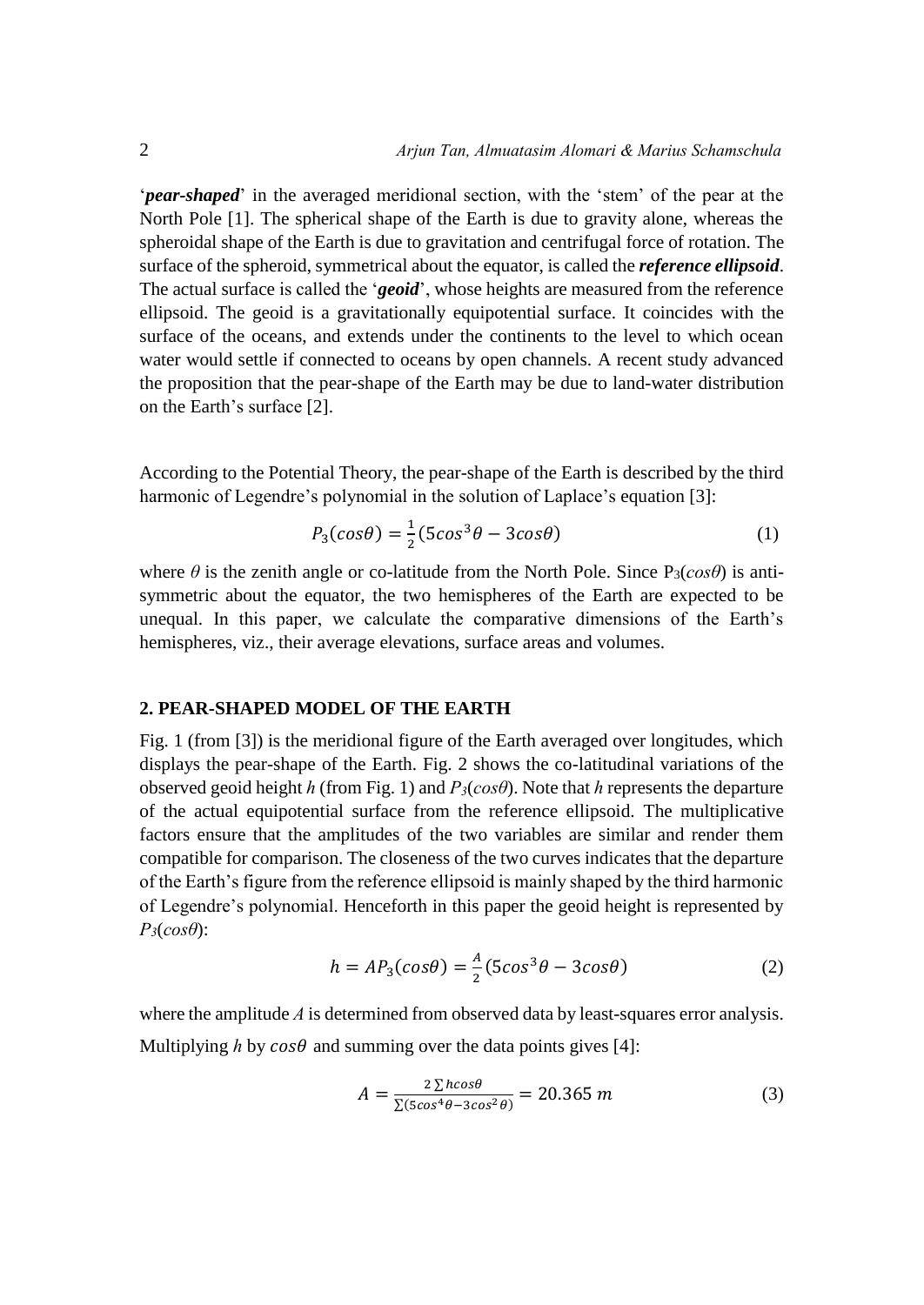'***pear-shaped***' in the averaged meridional section, with the 'stem' of the pear at the North Pole [1]. The spherical shape of the Earth is due to gravity alone, whereas the spheroidal shape of the Earth is due to gravitation and centrifugal force of rotation. The surface of the spheroid, symmetrical about the equator, is called the ***reference ellipsoid***. The actual surface is called the '***geoid***', whose heights are measured from the reference ellipsoid. The geoid is a gravitationally equipotential surface. It coincides with the surface of the oceans, and extends under the continents to the level to which ocean water would settle if connected to oceans by open channels. A recent study advanced the proposition that the pear-shape of the Earth may be due to land-water distribution on the Earth's surface [2].

According to the Potential Theory, the pear-shape of the Earth is described by the third harmonic of Legendre's polynomial in the solution of Laplace's equation [3]:

$$P_3(cos\theta) = \frac{1}{2}(5cos^3\theta - 3cos\theta) \tag{1}$$

where $\theta$ is the zenith angle or co-latitude from the North Pole. Since $P_3(cos\theta)$ is anti-symmetric about the equator, the two hemispheres of the Earth are expected to be unequal. In this paper, we calculate the comparative dimensions of the Earth's hemispheres, viz., their average elevations, surface areas and volumes.

## 2. PEAR-SHAPED MODEL OF THE EARTH

Fig. 1 (from [3]) is the meridional figure of the Earth averaged over longitudes, which displays the pear-shape of the Earth. Fig. 2 shows the co-latitudinal variations of the observed geoid height $h$ (from Fig. 1) and $P_3(cos\theta)$. Note that $h$ represents the departure of the actual equipotential surface from the reference ellipsoid. The multiplicative factors ensure that the amplitudes of the two variables are similar and render them compatible for comparison. The closeness of the two curves indicates that the departure of the Earth's figure from the reference ellipsoid is mainly shaped by the third harmonic of Legendre's polynomial. Henceforth in this paper the geoid height is represented by $P_3(cos\theta)$:

$$h = AP_3(cos\theta) = \frac{A}{2}(5cos^3\theta - 3cos\theta) \tag{2}$$

where the amplitude $A$ is determined from observed data by least-squares error analysis. Multiplying $h$ by $cos\theta$ and summing over the data points gives [4]:

$$A = \frac{2\sum hcos\theta}{\sum(5cos^4\theta - 3cos^2\theta)} = 20.365\ m \tag{3}$$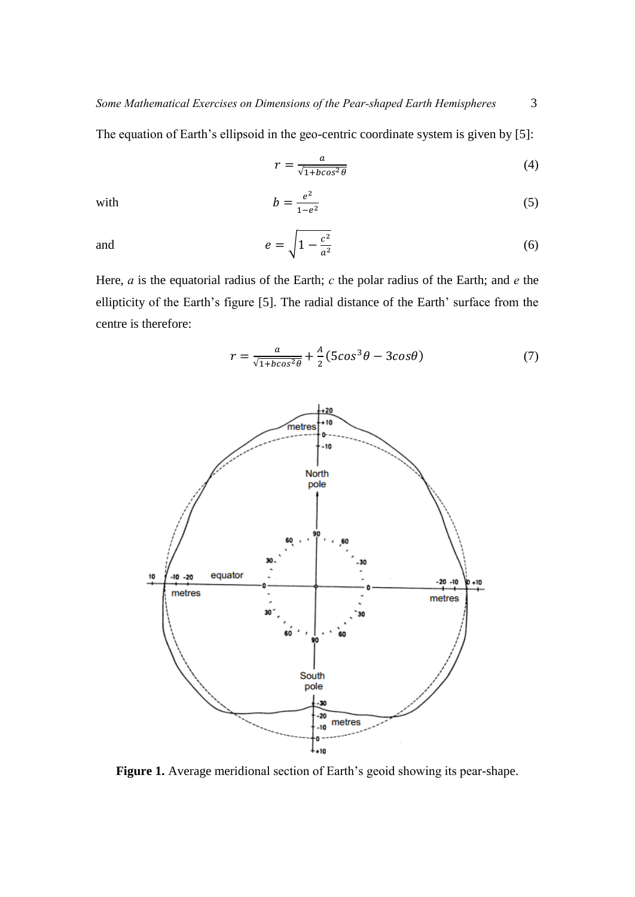The equation of Earth's ellipsoid in the geo-centric coordinate system is given by [5]:

$$r = \frac{a}{\sqrt{1+bcos^2\theta}} \tag{4}$$

with

$$b = \frac{e^2}{1-e^2} \tag{5}$$

and

$$e = \sqrt{1 - \frac{c^2}{a^2}} \tag{6}$$

Here, *a* is the equatorial radius of the Earth; *c* the polar radius of the Earth; and *e* the ellipticity of the Earth's figure [5]. The radial distance of the Earth' surface from the centre is therefore:

$$r = \frac{a}{\sqrt{1+bcos^2\theta}} + \frac{A}{2}(5cos^3\theta - 3cos\theta) \tag{7}$$

**Figure 1.** Average meridional section of Earth's geoid showing its pear-shape.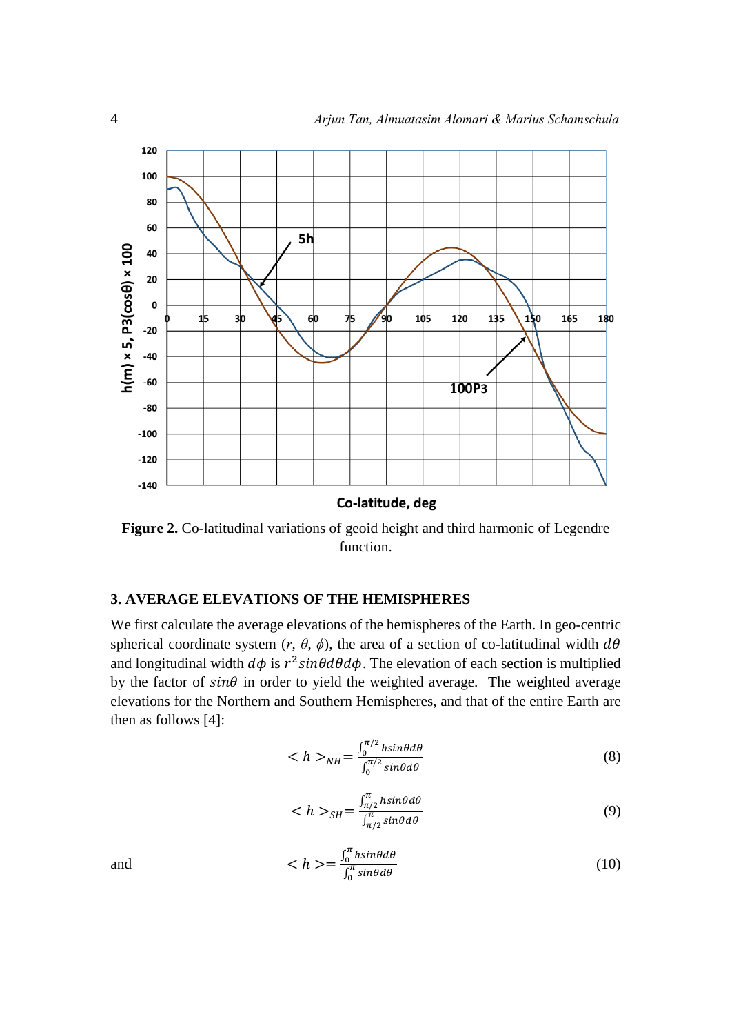**Figure 2.** Co-latitudinal variations of geoid height and third harmonic of Legendre function.

## 3. AVERAGE ELEVATIONS OF THE HEMISPHERES

We first calculate the average elevations of the hemispheres of the Earth. In geo-centric spherical coordinate system ($r$, $\theta$, $\phi$), the area of a section of co-latitudinal width $d\theta$ and longitudinal width $d\phi$ is $r^2 sin\theta d\theta d\phi$. The elevation of each section is multiplied by the factor of $sin\theta$ in order to yield the weighted average. The weighted average elevations for the Northern and Southern Hemispheres, and that of the entire Earth are then as follows [4]:

$$< h >_{NH} = \frac{\int_0^{\pi/2} h sin\theta d\theta}{\int_0^{\pi/2} sin\theta d\theta} \tag{8}$$

$$< h >_{SH} = \frac{\int_{\pi/2}^{\pi} h sin\theta d\theta}{\int_{\pi/2}^{\pi} sin\theta d\theta} \tag{9}$$

and

$$< h > = \frac{\int_0^{\pi} h sin\theta d\theta}{\int_0^{\pi} sin\theta d\theta} \tag{10}$$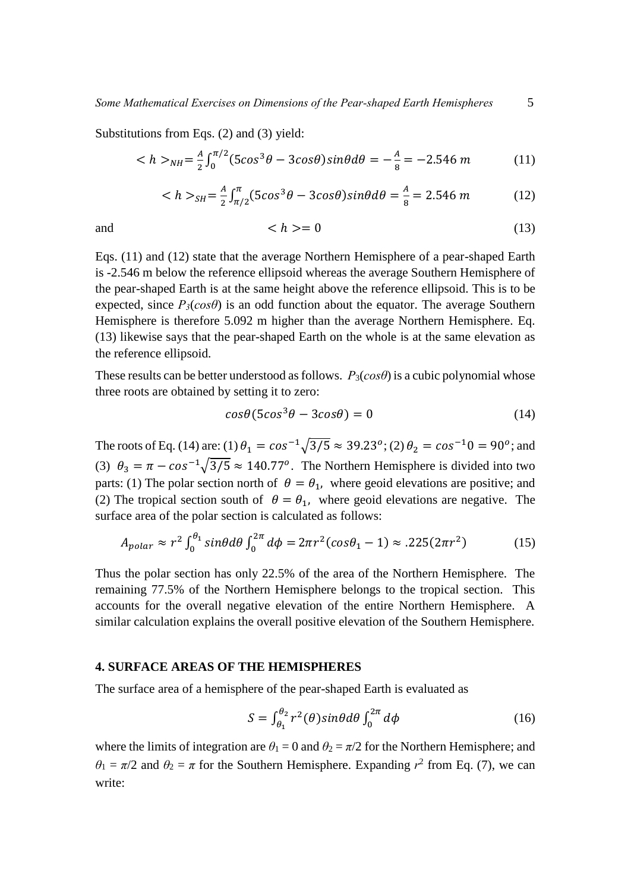Substitutions from Eqs. (2) and (3) yield:

$$< h >_{NH} = \frac{A}{2}\int_0^{\pi/2}(5cos^3\theta - 3cos\theta)sin\theta d\theta = -\frac{A}{8} = -2.546\ m \tag{11}$$

$$< h >_{SH} = \frac{A}{2}\int_{\pi/2}^{\pi}(5cos^3\theta - 3cos\theta)sin\theta d\theta = \frac{A}{8} = 2.546\ m \tag{12}$$

and

$$< h > = 0 \tag{13}$$

Eqs. (11) and (12) state that the average Northern Hemisphere of a pear-shaped Earth is -2.546 m below the reference ellipsoid whereas the average Southern Hemisphere of the pear-shaped Earth is at the same height above the reference ellipsoid. This is to be expected, since $P_3(cos\theta)$ is an odd function about the equator. The average Southern Hemisphere is therefore 5.092 m higher than the average Northern Hemisphere. Eq. (13) likewise says that the pear-shaped Earth on the whole is at the same elevation as the reference ellipsoid.

These results can be better understood as follows. $P_3(cos\theta)$ is a cubic polynomial whose three roots are obtained by setting it to zero:

$$cos\theta(5cos^3\theta - 3cos\theta) = 0 \tag{14}$$

The roots of Eq. (14) are: (1) $\theta_1 = cos^{-1}\sqrt{3/5} \approx 39.23^o$; (2) $\theta_2 = cos^{-1}0 = 90^o$; and (3) $\theta_3 = \pi - cos^{-1}\sqrt{3/5} \approx 140.77^o$. The Northern Hemisphere is divided into two parts: (1) The polar section north of $\theta = \theta_1$, where geoid elevations are positive; and (2) The tropical section south of $\theta = \theta_1$, where geoid elevations are negative. The surface area of the polar section is calculated as follows:

$$A_{polar} \approx r^2\int_0^{\theta_1} sin\theta d\theta \int_0^{2\pi} d\phi = 2\pi r^2(cos\theta_1 - 1) \approx .225(2\pi r^2) \tag{15}$$

Thus the polar section has only 22.5% of the area of the Northern Hemisphere. The remaining 77.5% of the Northern Hemisphere belongs to the tropical section. This accounts for the overall negative elevation of the entire Northern Hemisphere. A similar calculation explains the overall positive elevation of the Southern Hemisphere.

## 4. SURFACE AREAS OF THE HEMISPHERES

The surface area of a hemisphere of the pear-shaped Earth is evaluated as

$$S = \int_{\theta_1}^{\theta_2} r^2(\theta)sin\theta d\theta \int_0^{2\pi} d\phi \tag{16}$$

where the limits of integration are $\theta_1 = 0$ and $\theta_2 = \pi/2$ for the Northern Hemisphere; and $\theta_1 = \pi/2$ and $\theta_2 = \pi$ for the Southern Hemisphere. Expanding $r^2$ from Eq. (7), we can write: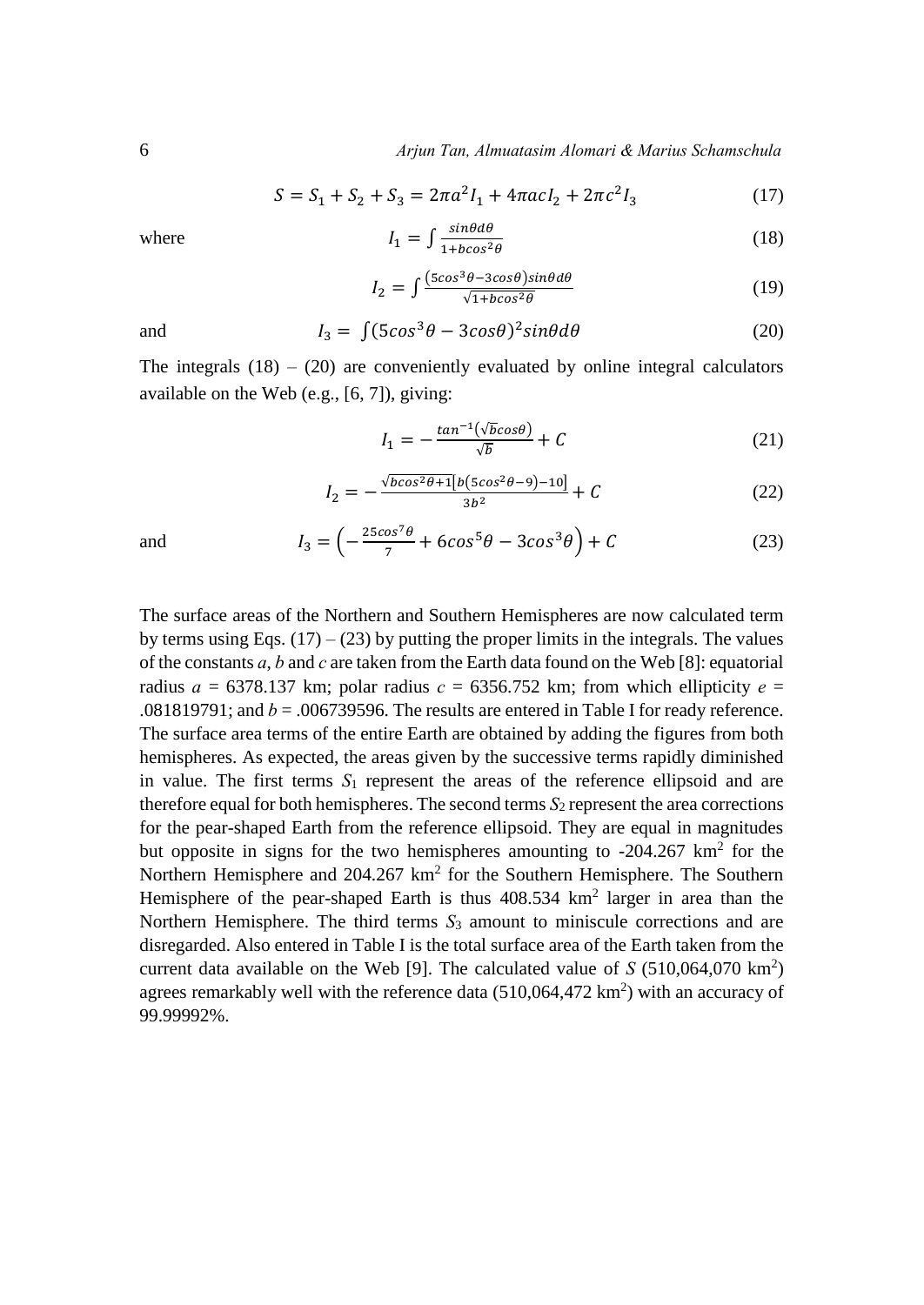$$S = S_1 + S_2 + S_3 = 2\pi a^2 I_1 + 4\pi ac I_2 + 2\pi c^2 I_3 \tag{17}$$

where
$$I_1 = \int \frac{\sin\theta d\theta}{1+b\cos^2\theta} \tag{18}$$

$$I_2 = \int \frac{(5\cos^3\theta - 3\cos\theta)\sin\theta d\theta}{\sqrt{1+b\cos^2\theta}} \tag{19}$$

and
$$I_3 = \int (5\cos^3\theta - 3\cos\theta)^2 \sin\theta d\theta \tag{20}$$

The integrals (18) – (20) are conveniently evaluated by online integral calculators available on the Web (e.g., [6, 7]), giving:

$$I_1 = -\frac{\tan^{-1}(\sqrt{b}\cos\theta)}{\sqrt{b}} + C \tag{21}$$

$$I_2 = -\frac{\sqrt{b\cos^2\theta+1}\left[b\left(5\cos^2\theta-9\right)-10\right]}{3b^2} + C \tag{22}$$

and
$$I_3 = \left(-\frac{25\cos^7\theta}{7} + 6\cos^5\theta - 3\cos^3\theta\right) + C \tag{23}$$

The surface areas of the Northern and Southern Hemispheres are now calculated term by terms using Eqs. (17) – (23) by putting the proper limits in the integrals. The values of the constants *a*, *b* and *c* are taken from the Earth data found on the Web [8]: equatorial radius $a$ = 6378.137 km; polar radius $c$ = 6356.752 km; from which ellipticity $e$ = .081819791; and $b$ = .006739596. The results are entered in Table I for ready reference. The surface area terms of the entire Earth are obtained by adding the figures from both hemispheres. As expected, the areas given by the successive terms rapidly diminished in value. The first terms $S_1$ represent the areas of the reference ellipsoid and are therefore equal for both hemispheres. The second terms $S_2$ represent the area corrections for the pear-shaped Earth from the reference ellipsoid. They are equal in magnitudes but opposite in signs for the two hemispheres amounting to -204.267 km$^2$ for the Northern Hemisphere and 204.267 km$^2$ for the Southern Hemisphere. The Southern Hemisphere of the pear-shaped Earth is thus 408.534 km$^2$ larger in area than the Northern Hemisphere. The third terms $S_3$ amount to miniscule corrections and are disregarded. Also entered in Table I is the total surface area of the Earth taken from the current data available on the Web [9]. The calculated value of $S$ (510,064,070 km$^2$) agrees remarkably well with the reference data (510,064,472 km$^2$) with an accuracy of 99.99992%.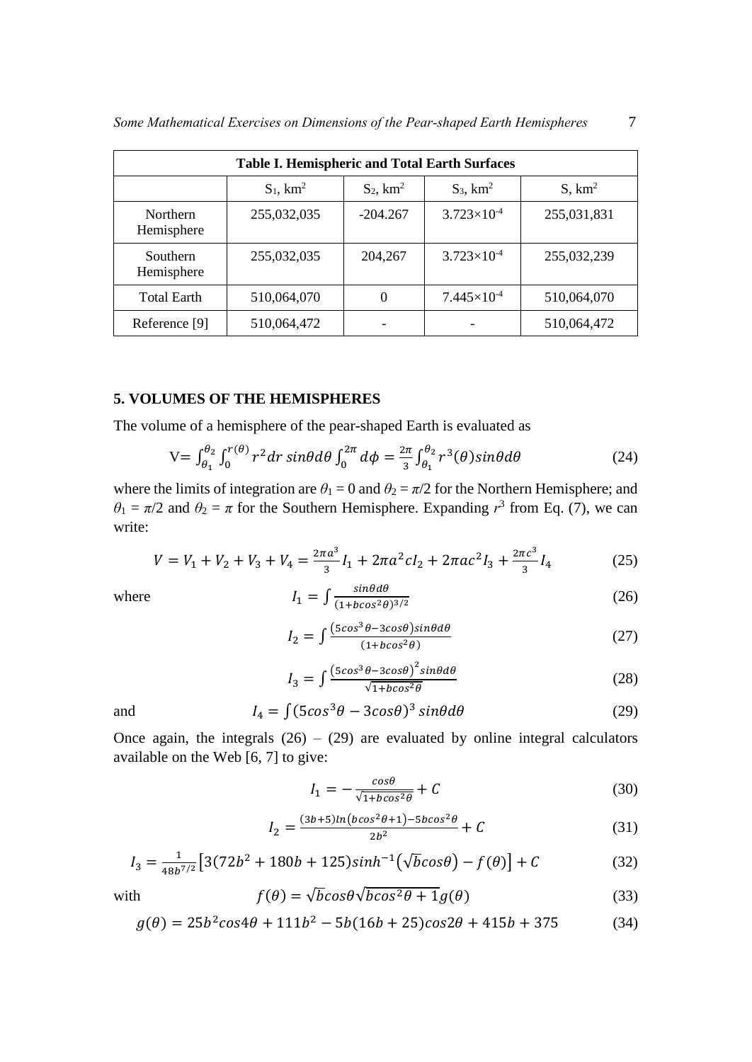| Table I. Hemispheric and Total Earth Surfaces | | | | |
|---|---|---|---|---|
| | $S_1$, km$^2$ | $S_2$, km$^2$ | $S_3$, km$^2$ | S, km$^2$ |
| Northern Hemisphere | 255,032,035 | -204.267 | $3.723\times10^{-4}$ | 255,031,831 |
| Southern Hemisphere | 255,032,035 | 204,267 | $3.723\times10^{-4}$ | 255,032,239 |
| Total Earth | 510,064,070 | 0 | $7.445\times10^{-4}$ | 510,064,070 |
| Reference [9] | 510,064,472 | - | - | 510,064,472 |

## 5. VOLUMES OF THE HEMISPHERES

The volume of a hemisphere of the pear-shaped Earth is evaluated as

$$\mathrm{V}=\int_{\theta_1}^{\theta_2}\int_0^{r(\theta)} r^2 dr\, sin\theta d\theta \int_0^{2\pi} d\phi = \frac{2\pi}{3}\int_{\theta_1}^{\theta_2} r^3(\theta) sin\theta d\theta \tag{24}$$

where the limits of integration are $\theta_1 = 0$ and $\theta_2 = \pi/2$ for the Northern Hemisphere; and $\theta_1 = \pi/2$ and $\theta_2 = \pi$ for the Southern Hemisphere. Expanding $r^3$ from Eq. (7), we can write:

$$V = V_1 + V_2 + V_3 + V_4 = \frac{2\pi a^3}{3} I_1 + 2\pi a^2 c I_2 + 2\pi a c^2 I_3 + \frac{2\pi c^3}{3} I_4 \tag{25}$$

where

$$I_1 = \int \frac{sin\theta d\theta}{(1+bcos^2\theta)^{3/2}} \tag{26}$$

$$I_2 = \int \frac{(5cos^3\theta - 3cos\theta)sin\theta d\theta}{(1+bcos^2\theta)} \tag{27}$$

$$I_3 = \int \frac{(5cos^3\theta - 3cos\theta)^2 sin\theta d\theta}{\sqrt{1+bcos^2\theta}} \tag{28}$$

and

$$I_4 = \int (5cos^3\theta - 3cos\theta)^3\, sin\theta d\theta \tag{29}$$

Once again, the integrals (26) – (29) are evaluated by online integral calculators available on the Web [6, 7] to give:

$$I_1 = -\frac{cos\theta}{\sqrt{1+bcos^2\theta}} + C \tag{30}$$

$$I_2 = \frac{(3b+5)ln(bcos^2\theta+1) - 5bcos^2\theta}{2b^2} + C \tag{31}$$

$$I_3 = \frac{1}{48b^{7/2}}\left[3(72b^2 + 180b + 125)sinh^{-1}(\sqrt{b}cos\theta) - f(\theta)\right] + C \tag{32}$$

with

$$f(\theta) = \sqrt{b}cos\theta\sqrt{bcos^2\theta + 1}\,g(\theta) \tag{33}$$

$$g(\theta) = 25b^2 cos4\theta + 111b^2 - 5b(16b + 25)cos2\theta + 415b + 375 \tag{34}$$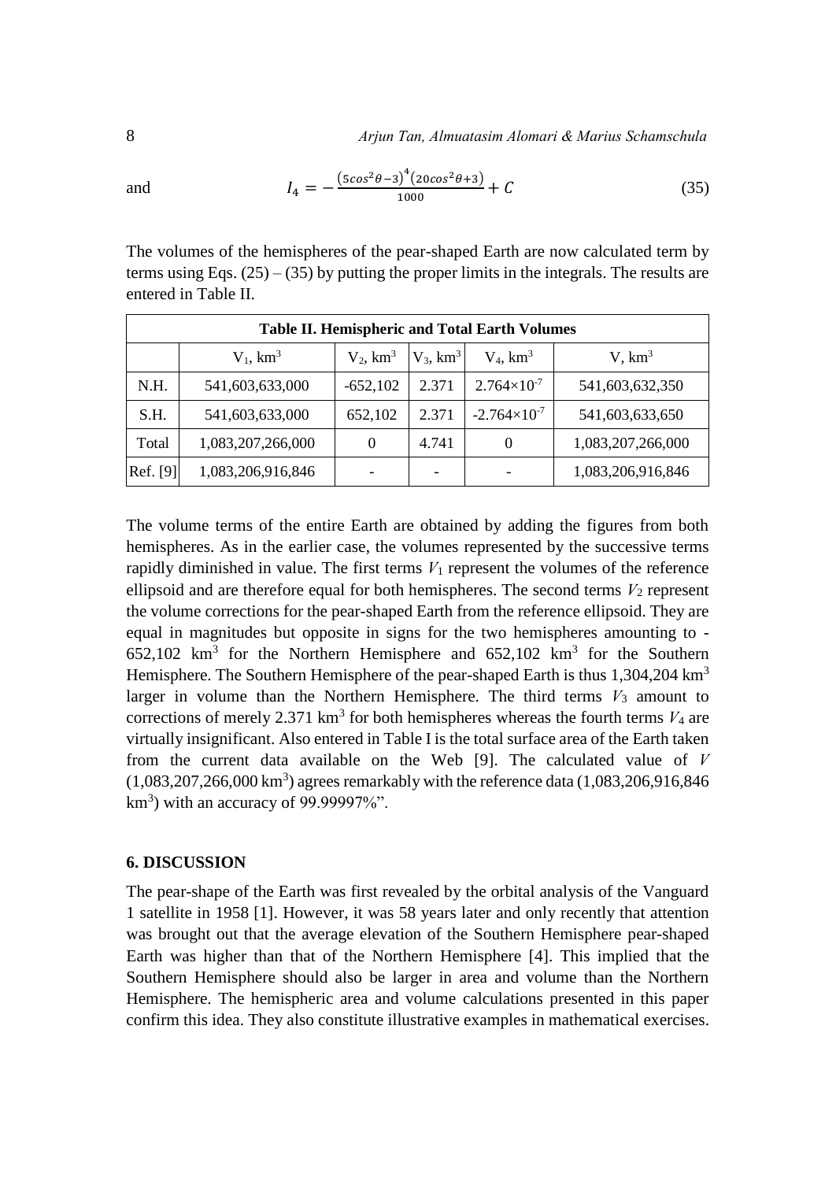and

$$I_4 = -\frac{(5cos^2\theta - 3)^4(20cos^2\theta + 3)}{1000} + C \tag{35}$$

The volumes of the hemispheres of the pear-shaped Earth are now calculated term by terms using Eqs. (25) – (35) by putting the proper limits in the integrals. The results are entered in Table II.

**Table II. Hemispheric and Total Earth Volumes**

| | $V_1$, km$^3$ | $V_2$, km$^3$ | $V_3$, km$^3$ | $V_4$, km$^3$ | V, km$^3$ |
|---|---|---|---|---|---|
| N.H. | 541,603,633,000 | -652,102 | 2.371 | $2.764\times10^{-7}$ | 541,603,632,350 |
| S.H. | 541,603,633,000 | 652,102 | 2.371 | $-2.764\times10^{-7}$ | 541,603,633,650 |
| Total | 1,083,207,266,000 | 0 | 4.741 | 0 | 1,083,207,266,000 |
| Ref. [9] | 1,083,206,916,846 | - | - | - | 1,083,206,916,846 |

The volume terms of the entire Earth are obtained by adding the figures from both hemispheres. As in the earlier case, the volumes represented by the successive terms rapidly diminished in value. The first terms $V_1$ represent the volumes of the reference ellipsoid and are therefore equal for both hemispheres. The second terms $V_2$ represent the volume corrections for the pear-shaped Earth from the reference ellipsoid. They are equal in magnitudes but opposite in signs for the two hemispheres amounting to -652,102 km$^3$ for the Northern Hemisphere and 652,102 km$^3$ for the Southern Hemisphere. The Southern Hemisphere of the pear-shaped Earth is thus 1,304,204 km$^3$ larger in volume than the Northern Hemisphere. The third terms $V_3$ amount to corrections of merely 2.371 km$^3$ for both hemispheres whereas the fourth terms $V_4$ are virtually insignificant. Also entered in Table I is the total surface area of the Earth taken from the current data available on the Web [9]. The calculated value of $V$ (1,083,207,266,000 km$^3$) agrees remarkably with the reference data (1,083,206,916,846 km$^3$) with an accuracy of 99.99997%".

## 6. DISCUSSION

The pear-shape of the Earth was first revealed by the orbital analysis of the Vanguard 1 satellite in 1958 [1]. However, it was 58 years later and only recently that attention was brought out that the average elevation of the Southern Hemisphere pear-shaped Earth was higher than that of the Northern Hemisphere [4]. This implied that the Southern Hemisphere should also be larger in area and volume than the Northern Hemisphere. The hemispheric area and volume calculations presented in this paper confirm this idea. They also constitute illustrative examples in mathematical exercises.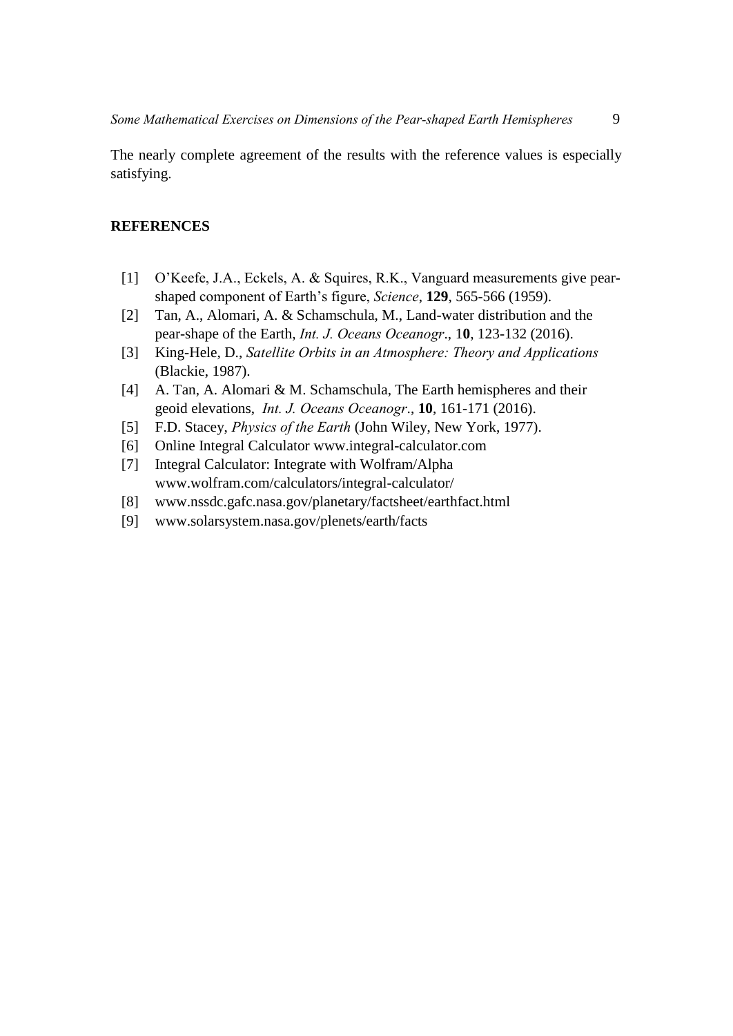The nearly complete agreement of the results with the reference values is especially satisfying.

## REFERENCES

[1] O'Keefe, J.A., Eckels, A. & Squires, R.K., Vanguard measurements give pear-shaped component of Earth's figure, *Science*, **129**, 565-566 (1959).

[2] Tan, A., Alomari, A. & Schamschula, M., Land-water distribution and the pear-shape of the Earth, *Int. J. Oceans Oceanogr*., 1**0**, 123-132 (2016).

[3] King-Hele, D., *Satellite Orbits in an Atmosphere: Theory and Applications* (Blackie, 1987).

[4] A. Tan, A. Alomari & M. Schamschula, The Earth hemispheres and their geoid elevations, *Int. J. Oceans Oceanogr*., **10**, 161-171 (2016).

[5] F.D. Stacey, *Physics of the Earth* (John Wiley, New York, 1977).

[6] Online Integral Calculator www.integral-calculator.com

[7] Integral Calculator: Integrate with Wolfram/Alpha www.wolfram.com/calculators/integral-calculator/

[8] www.nssdc.gafc.nasa.gov/planetary/factsheet/earthfact.html

[9] www.solarsystem.nasa.gov/plenets/earth/facts